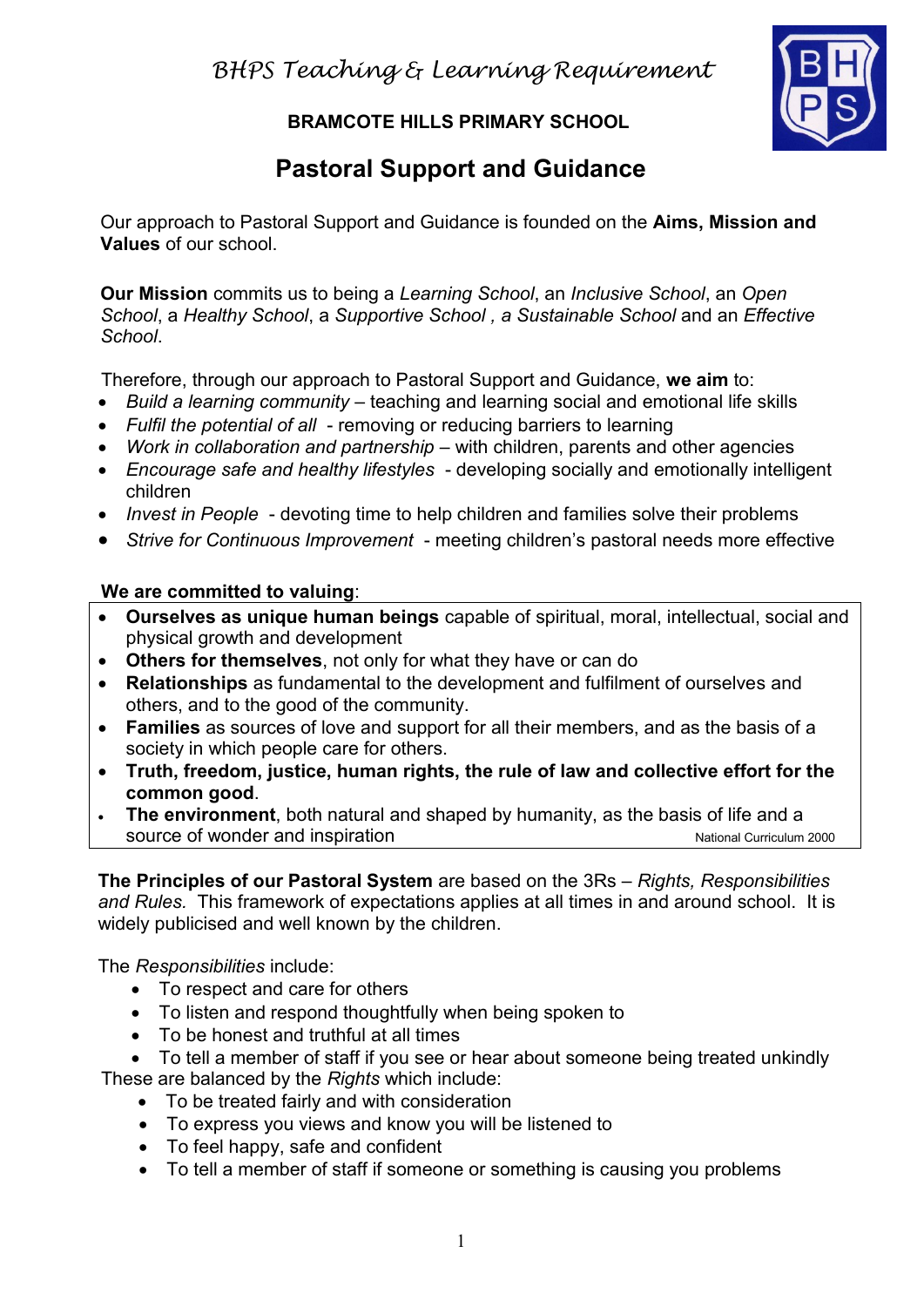*BHPS Teaching & Learning Requirement*

**BRAMCOTE HILLS PRIMARY SCHOOL**

# Pastoral Support and Guidance

Our approach to Pastoral Support and Guidance is founded on the **Aims, Mission and Values** of our school.

**Our Mission** commits us to being a *Learning School*, an *Inclusive School*, an *Open School*, a *Healthy School*, a *Supportive School* , *a Sustainable School* and an *Effective School*.

Therefore, through our approach to Pastoral Support and Guidance, **we aim** to:

- *Build a learning community* – teaching and learning social and emotional life skills
- *Fulfil the potential of all* - removing or reducing barriers to learning
- *Work in collaboration and partnership* – with children, parents and other agencies
- *Encourage safe and healthy lifestyles* - developing socially and emotionally intelligent children
- *Invest in People* - devoting time to help children and families solve their problems
- *Strive for Continuous Improvement* - meeting children's pastoral needs more effective

**We are committed to valuing**:

- **Ourselves as unique human beings** capable of spiritual, moral, intellectual, social and physical growth and development
- **Others for themselves**, not only for what they have or can do
- **Relationships** as fundamental to the development and fulfilment of ourselves and others, and to the good of the community.
- **Families** as sources of love and support for all their members, and as the basis of a society in which people care for others.
- **Truth, freedom, justice, human rights, the rule of law and collective effort for the common good**.
- **The environment**, both natural and shaped by humanity, as the basis of life and a source of wonder and inspiration

National Curriculum 2000

**The Principles of our Pastoral System** are based on the 3Rs – *Rights, Responsibilities and Rules.* This framework of expectations applies at all times in and around school. It is widely publicised and well known by the children.

The *Responsibilities* include:

- To respect and care for others
- To listen and respond thoughtfully when being spoken to
- To be honest and truthful at all times
- To tell a member of staff if you see or hear about someone being treated unkindly

These are balanced by the *Rights* which include:

- To be treated fairly and with consideration
- To express you views and know you will be listened to
- To feel happy, safe and confident
- To tell a member of staff if someone or something is causing you problems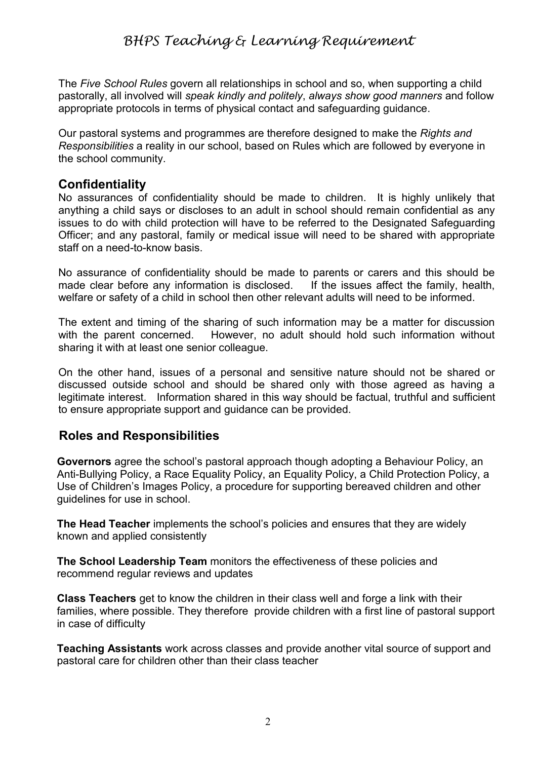The *Five School Rules* govern all relationships in school and so, when supporting a child pastorally, all involved will *speak kindly and politely*, *always show good manners* and follow appropriate protocols in terms of physical contact and safeguarding guidance.

Our pastoral systems and programmes are therefore designed to make the *Rights and Responsibilities* a reality in our school, based on Rules which are followed by everyone in the school community.

## Confidentiality

No assurances of confidentiality should be made to children. It is highly unlikely that anything a child says or discloses to an adult in school should remain confidential as any issues to do with child protection will have to be referred to the Designated Safeguarding Officer; and any pastoral, family or medical issue will need to be shared with appropriate staff on a need-to-know basis.

No assurance of confidentiality should be made to parents or carers and this should be made clear before any information is disclosed. If the issues affect the family, health, welfare or safety of a child in school then other relevant adults will need to be informed.

The extent and timing of the sharing of such information may be a matter for discussion with the parent concerned. However, no adult should hold such information without sharing it with at least one senior colleague.

On the other hand, issues of a personal and sensitive nature should not be shared or discussed outside school and should be shared only with those agreed as having a legitimate interest. Information shared in this way should be factual, truthful and sufficient to ensure appropriate support and guidance can be provided.

## Roles and Responsibilities

**Governors** agree the school's pastoral approach though adopting a Behaviour Policy, an Anti-Bullying Policy, a Race Equality Policy, an Equality Policy, a Child Protection Policy, a Use of Children's Images Policy, a procedure for supporting bereaved children and other guidelines for use in school.

**The Head Teacher** implements the school's policies and ensures that they are widely known and applied consistently

**The School Leadership Team** monitors the effectiveness of these policies and recommend regular reviews and updates

**Class Teachers** get to know the children in their class well and forge a link with their families, where possible. They therefore provide children with a first line of pastoral support in case of difficulty

**Teaching Assistants** work across classes and provide another vital source of support and pastoral care for children other than their class teacher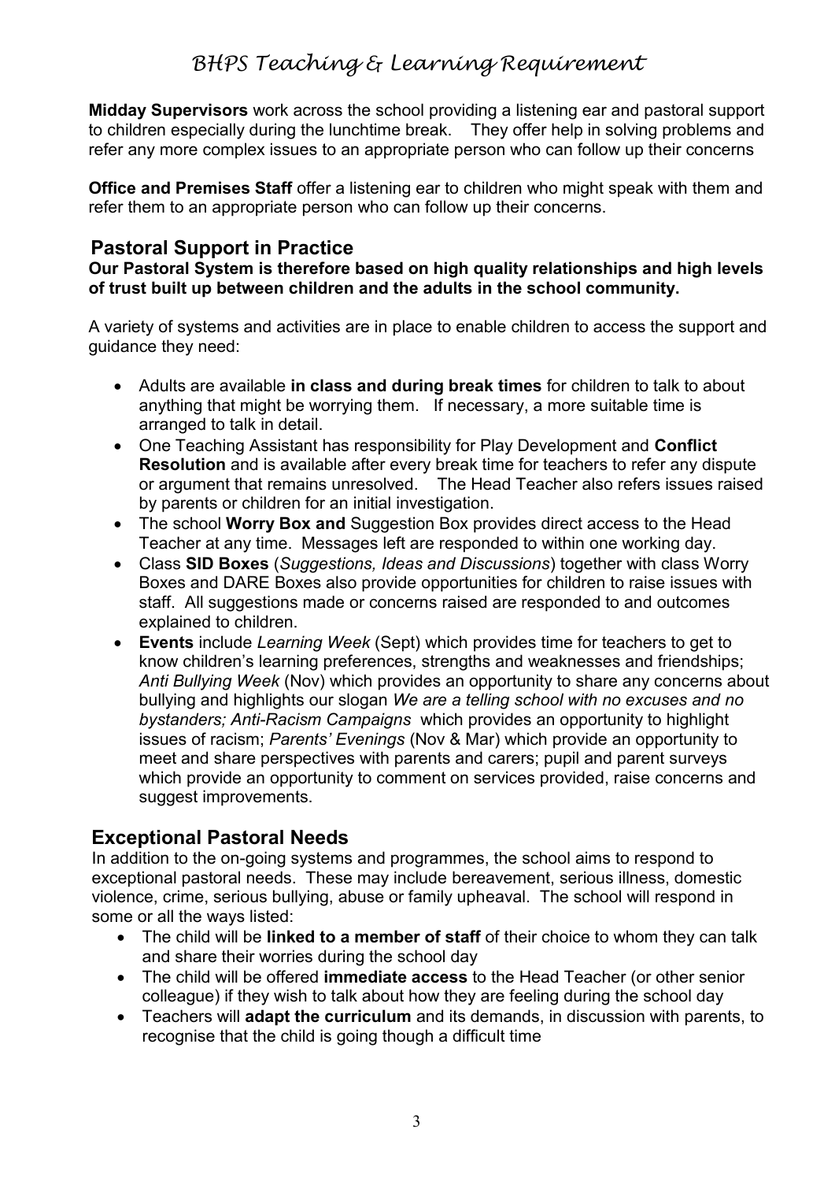**Midday Supervisors** work across the school providing a listening ear and pastoral support to children especially during the lunchtime break. They offer help in solving problems and refer any more complex issues to an appropriate person who can follow up their concerns

**Office and Premises Staff** offer a listening ear to children who might speak with them and refer them to an appropriate person who can follow up their concerns.

## Pastoral Support in Practice

**Our Pastoral System is therefore based on high quality relationships and high levels of trust built up between children and the adults in the school community.**

A variety of systems and activities are in place to enable children to access the support and guidance they need:

- Adults are available **in class and during break times** for children to talk to about anything that might be worrying them. If necessary, a more suitable time is arranged to talk in detail.
- One Teaching Assistant has responsibility for Play Development and **Conflict Resolution** and is available after every break time for teachers to refer any dispute or argument that remains unresolved. The Head Teacher also refers issues raised by parents or children for an initial investigation.
- The school **Worry Box and** Suggestion Box provides direct access to the Head Teacher at any time. Messages left are responded to within one working day.
- Class **SID Boxes** (*Suggestions, Ideas and Discussions*) together with class Worry Boxes and DARE Boxes also provide opportunities for children to raise issues with staff. All suggestions made or concerns raised are responded to and outcomes explained to children.
- **Events** include *Learning Week* (Sept) which provides time for teachers to get to know children's learning preferences, strengths and weaknesses and friendships; *Anti Bullying Week* (Nov) which provides an opportunity to share any concerns about bullying and highlights our slogan *We are a telling school with no excuses and no bystanders; Anti-Racism Campaigns* which provides an opportunity to highlight issues of racism; *Parents' Evenings* (Nov & Mar) which provide an opportunity to meet and share perspectives with parents and carers; pupil and parent surveys which provide an opportunity to comment on services provided, raise concerns and suggest improvements.

## Exceptional Pastoral Needs

In addition to the on-going systems and programmes, the school aims to respond to exceptional pastoral needs. These may include bereavement, serious illness, domestic violence, crime, serious bullying, abuse or family upheaval. The school will respond in some or all the ways listed:

- The child will be **linked to a member of staff** of their choice to whom they can talk and share their worries during the school day
- The child will be offered **immediate access** to the Head Teacher (or other senior colleague) if they wish to talk about how they are feeling during the school day
- Teachers will **adapt the curriculum** and its demands, in discussion with parents, to recognise that the child is going though a difficult time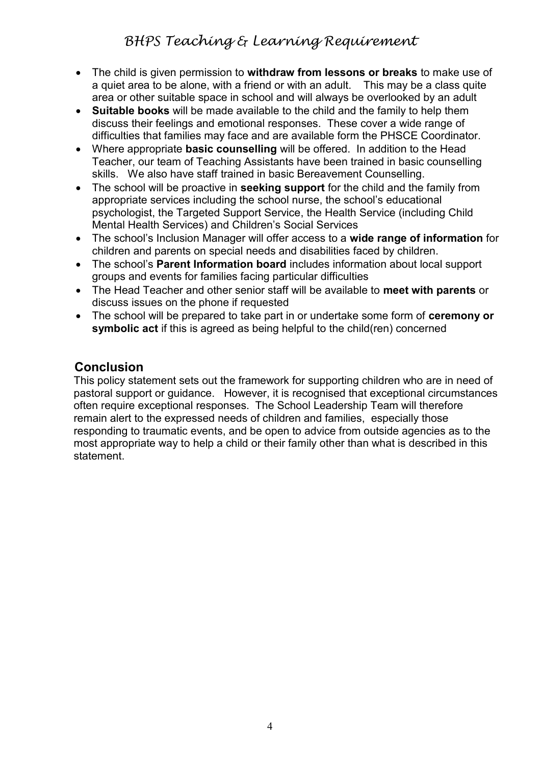- The child is given permission to **withdraw from lessons or breaks** to make use of a quiet area to be alone, with a friend or with an adult. This may be a class quite area or other suitable space in school and will always be overlooked by an adult
- **Suitable books** will be made available to the child and the family to help them discuss their feelings and emotional responses. These cover a wide range of difficulties that families may face and are available form the PHSCE Coordinator.
- Where appropriate **basic counselling** will be offered. In addition to the Head Teacher, our team of Teaching Assistants have been trained in basic counselling skills. We also have staff trained in basic Bereavement Counselling.
- The school will be proactive in **seeking support** for the child and the family from appropriate services including the school nurse, the school's educational psychologist, the Targeted Support Service, the Health Service (including Child Mental Health Services) and Children's Social Services
- The school's Inclusion Manager will offer access to a **wide range of information** for children and parents on special needs and disabilities faced by children.
- The school's **Parent Information board** includes information about local support groups and events for families facing particular difficulties
- The Head Teacher and other senior staff will be available to **meet with parents** or discuss issues on the phone if requested
- The school will be prepared to take part in or undertake some form of **ceremony or symbolic act** if this is agreed as being helpful to the child(ren) concerned

## Conclusion

This policy statement sets out the framework for supporting children who are in need of pastoral support or guidance. However, it is recognised that exceptional circumstances often require exceptional responses. The School Leadership Team will therefore remain alert to the expressed needs of children and families, especially those responding to traumatic events, and be open to advice from outside agencies as to the most appropriate way to help a child or their family other than what is described in this statement.